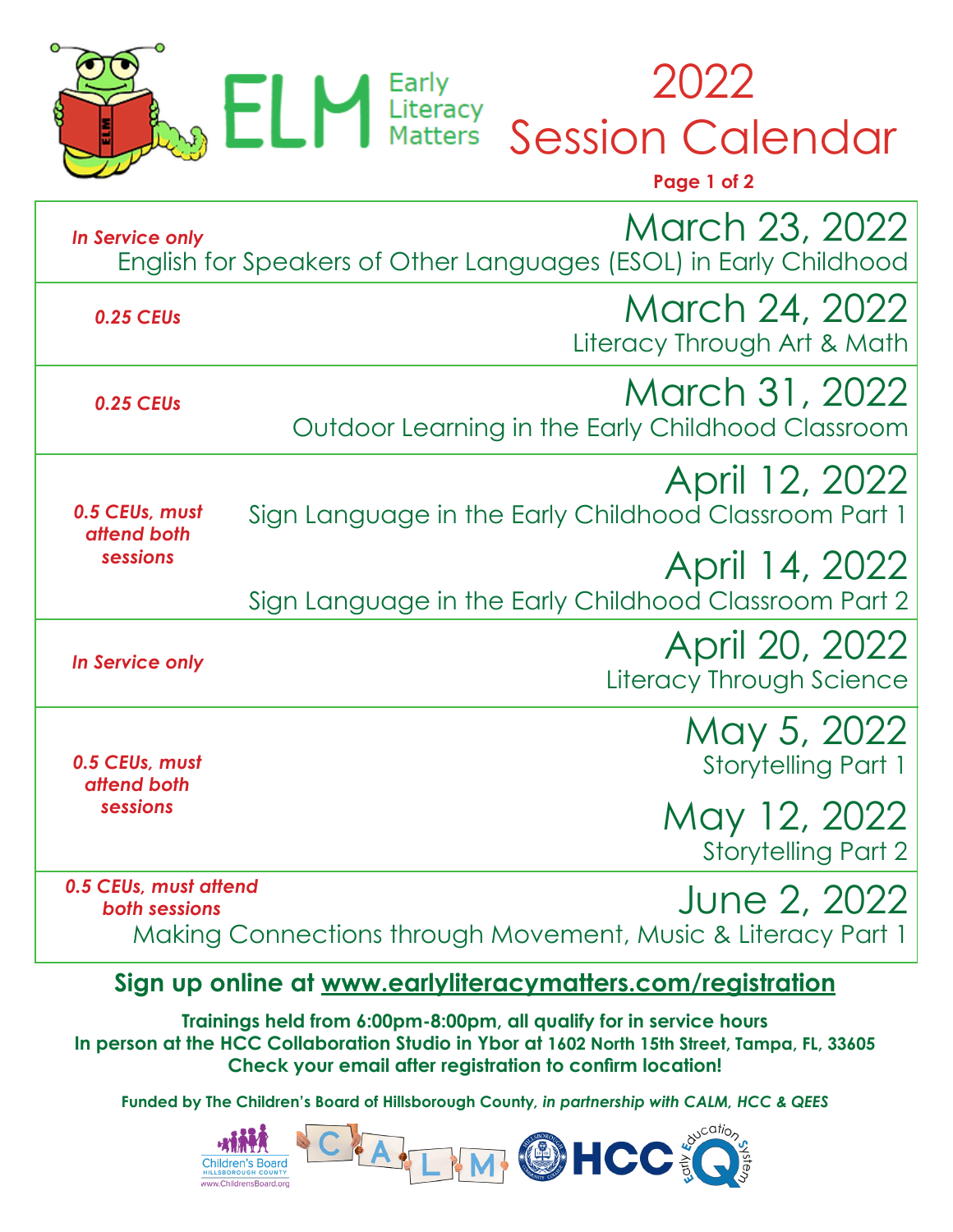# ELM Early Literacy Matters

# 2022 Session Calendar

**Page 1 of 2**

| | |
|---|---|
| *In Service only* | **March 23, 2022** English for Speakers of Other Languages (ESOL) in Early Childhood |
| *0.25 CEUs* | **March 24, 2022** Literacy Through Art & Math |
| *0.25 CEUs* | **March 31, 2022** Outdoor Learning in the Early Childhood Classroom |
| *0.5 CEUs, must attend both sessions* | **April 12, 2022** Sign Language in the Early Childhood Classroom Part 1<br>**April 14, 2022** Sign Language in the Early Childhood Classroom Part 2 |
| *In Service only* | **April 20, 2022** Literacy Through Science |
| *0.5 CEUs, must attend both sessions* | **May 5, 2022** Storytelling Part 1<br>**May 12, 2022** Storytelling Part 2 |
| *0.5 CEUs, must attend both sessions* | **June 2, 2022** Making Connections through Movement, Music & Literacy Part 1 |

## Sign up online at www.earlyliteracymatters.com/registration

**Trainings held from 6:00pm-8:00pm, all qualify for in service hours**
**In person at the HCC Collaboration Studio in Ybor at 1602 North 15th Street, Tampa, FL, 33605**
**Check your email after registration to confirm location!**

**Funded by The Children's Board of Hillsborough County, *in partnership with CALM, HCC & QEES***

Children's Board Hillsborough County www.ChildrensBoard.org · CALM · HCC · Quality Early Education System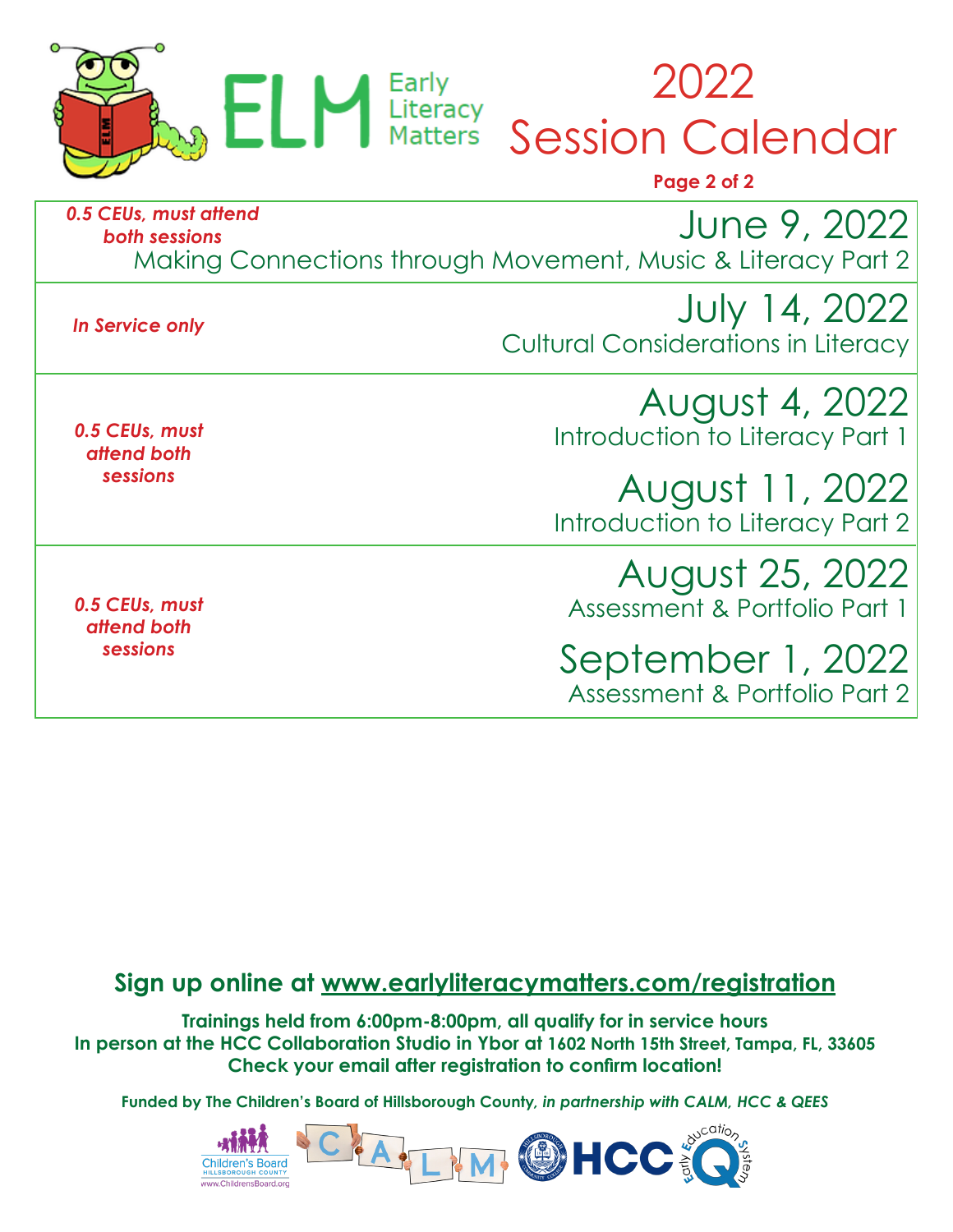# ELM Early Literacy Matters

# 2022 Session Calendar

**Page 2 of 2**

| | |
|---|---|
| ***0.5 CEUs, must attend both sessions*** | **June 9, 2022**<br>Making Connections through Movement, Music & Literacy Part 2 |
| ***In Service only*** | **July 14, 2022**<br>Cultural Considerations in Literacy |
| ***0.5 CEUs, must attend both sessions*** | **August 4, 2022**<br>Introduction to Literacy Part 1<br><br>**August 11, 2022**<br>Introduction to Literacy Part 2 |
| ***0.5 CEUs, must attend both sessions*** | **August 25, 2022**<br>Assessment & Portfolio Part 1<br><br>**September 1, 2022**<br>Assessment & Portfolio Part 2 |

**Sign up online at www.earlyliteracymatters.com/registration**

**Trainings held from 6:00pm-8:00pm, all qualify for in service hours**
**In person at the HCC Collaboration Studio in Ybor at 1602 North 15th Street, Tampa, FL, 33605**
**Check your email after registration to confirm location!**

**Funded by The Children's Board of Hillsborough County,** ***in partnership with CALM, HCC & QEES***

Children's Board Hillsborough County www.ChildrensBoard.org

CALM HCC Early Education System